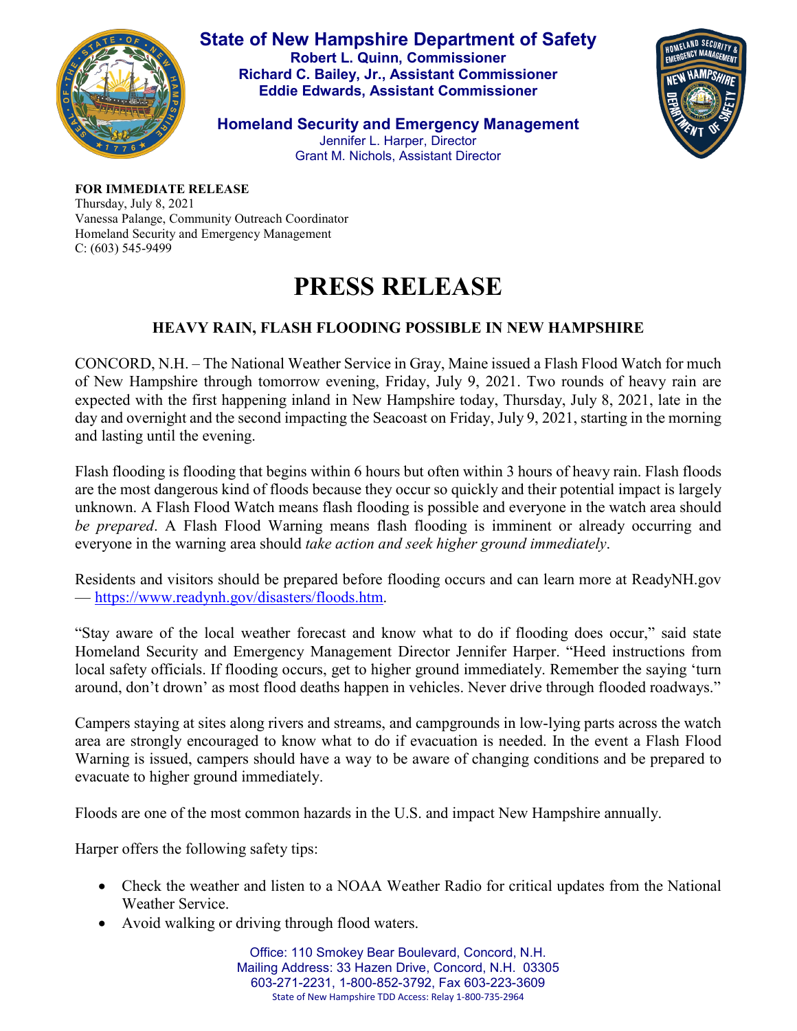**State of New Hampshire Department of Safety**
**Robert L. Quinn, Commissioner**
**Richard C. Bailey, Jr., Assistant Commissioner**
**Eddie Edwards, Assistant Commissioner**

**Homeland Security and Emergency Management**
Jennifer L. Harper, Director
Grant M. Nichols, Assistant Director

**FOR IMMEDIATE RELEASE**
Thursday, July 8, 2021
Vanessa Palange, Community Outreach Coordinator
Homeland Security and Emergency Management
C: (603) 545-9499

# PRESS RELEASE

## HEAVY RAIN, FLASH FLOODING POSSIBLE IN NEW HAMPSHIRE

CONCORD, N.H. – The National Weather Service in Gray, Maine issued a Flash Flood Watch for much of New Hampshire through tomorrow evening, Friday, July 9, 2021. Two rounds of heavy rain are expected with the first happening inland in New Hampshire today, Thursday, July 8, 2021, late in the day and overnight and the second impacting the Seacoast on Friday, July 9, 2021, starting in the morning and lasting until the evening.

Flash flooding is flooding that begins within 6 hours but often within 3 hours of heavy rain. Flash floods are the most dangerous kind of floods because they occur so quickly and their potential impact is largely unknown. A Flash Flood Watch means flash flooding is possible and everyone in the watch area should *be prepared*. A Flash Flood Warning means flash flooding is imminent or already occurring and everyone in the warning area should *take action and seek higher ground immediately*.

Residents and visitors should be prepared before flooding occurs and can learn more at ReadyNH.gov — https://www.readynh.gov/disasters/floods.htm.

"Stay aware of the local weather forecast and know what to do if flooding does occur," said state Homeland Security and Emergency Management Director Jennifer Harper. "Heed instructions from local safety officials. If flooding occurs, get to higher ground immediately. Remember the saying 'turn around, don't drown' as most flood deaths happen in vehicles. Never drive through flooded roadways."

Campers staying at sites along rivers and streams, and campgrounds in low-lying parts across the watch area are strongly encouraged to know what to do if evacuation is needed. In the event a Flash Flood Warning is issued, campers should have a way to be aware of changing conditions and be prepared to evacuate to higher ground immediately.

Floods are one of the most common hazards in the U.S. and impact New Hampshire annually.

Harper offers the following safety tips:

- Check the weather and listen to a NOAA Weather Radio for critical updates from the National Weather Service.
- Avoid walking or driving through flood waters.

Office: 110 Smokey Bear Boulevard, Concord, N.H.
Mailing Address: 33 Hazen Drive, Concord, N.H. 03305
603-271-2231, 1-800-852-3792, Fax 603-223-3609
State of New Hampshire TDD Access: Relay 1-800-735-2964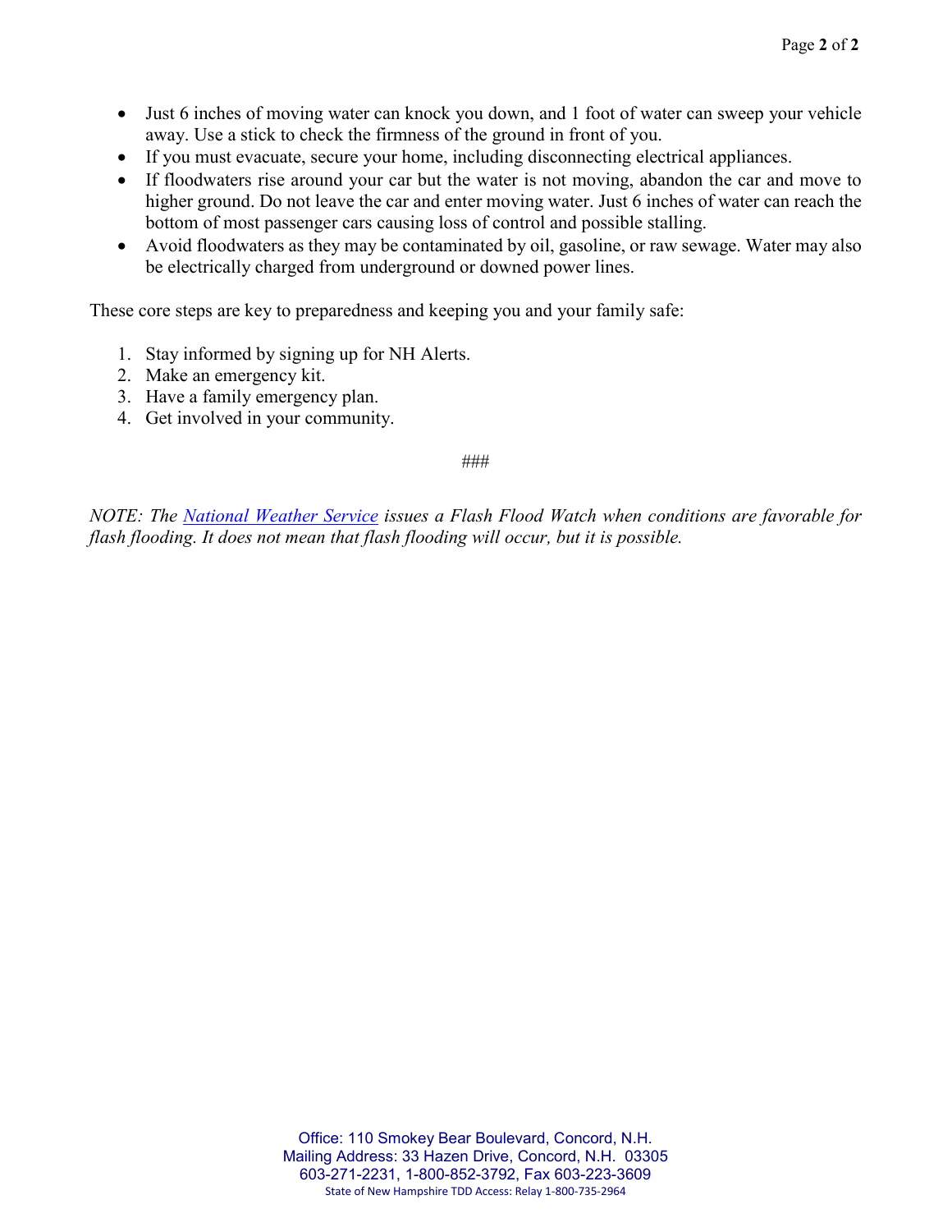- Just 6 inches of moving water can knock you down, and 1 foot of water can sweep your vehicle away. Use a stick to check the firmness of the ground in front of you.
- If you must evacuate, secure your home, including disconnecting electrical appliances.
- If floodwaters rise around your car but the water is not moving, abandon the car and move to higher ground. Do not leave the car and enter moving water. Just 6 inches of water can reach the bottom of most passenger cars causing loss of control and possible stalling.
- Avoid floodwaters as they may be contaminated by oil, gasoline, or raw sewage. Water may also be electrically charged from underground or downed power lines.

These core steps are key to preparedness and keeping you and your family safe:

1. Stay informed by signing up for NH Alerts.
2. Make an emergency kit.
3. Have a family emergency plan.
4. Get involved in your community.

###

*NOTE: The [National Weather Service](National Weather Service) issues a Flash Flood Watch when conditions are favorable for flash flooding. It does not mean that flash flooding will occur, but it is possible.*

Office: 110 Smokey Bear Boulevard, Concord, N.H.
Mailing Address: 33 Hazen Drive, Concord, N.H. 03305
603-271-2231, 1-800-852-3792, Fax 603-223-3609
State of New Hampshire TDD Access: Relay 1-800-735-2964